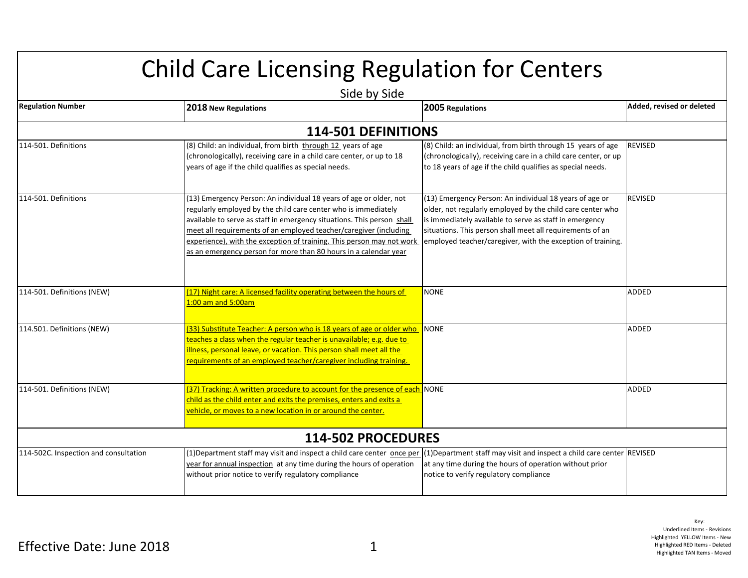# Child Care Licensing Regulation for Centers

Side by Side

| Regulation Number | 2018 New Regulations | 2005 Regulations | Added, revised or deleted |
|---|---|---|---|
| **114-501 DEFINITIONS** | | | |
| 114-501. Definitions | (8) Child: an individual, from birth through 12 years of age (chronologically), receiving care in a child care center, or up to 18 years of age if the child qualifies as special needs. | (8) Child: an individual, from birth through 15 years of age (chronologically), receiving care in a child care center, or up to 18 years of age if the child qualifies as special needs. | REVISED |
| 114-501. Definitions | (13) Emergency Person: An individual 18 years of age or older, not regularly employed by the child care center who is immediately available to serve as staff in emergency situations. This person shall meet all requirements of an employed teacher/caregiver (including experience), with the exception of training. This person may not work as an emergency person for more than 80 hours in a calendar year | (13) Emergency Person: An individual 18 years of age or older, not regularly employed by the child care center who is immediately available to serve as staff in emergency situations. This person shall meet all requirements of an employed teacher/caregiver, with the exception of training. | REVISED |
| 114-501. Definitions (NEW) | (17) Night care: A licensed facility operating between the hours of 1:00 am and 5:00am | NONE | ADDED |
| 114.501. Definitions (NEW) | (33) Substitute Teacher: A person who is 18 years of age or older who teaches a class when the regular teacher is unavailable; e.g. due to illness, personal leave, or vacation. This person shall meet all the requirements of an employed teacher/caregiver including training. | NONE | ADDED |
| 114-501. Definitions (NEW) | (37) Tracking: A written procedure to account for the presence of each child as the child enter and exits the premises, enters and exits a vehicle, or moves to a new location in or around the center. | NONE | ADDED |
| **114-502 PROCEDURES** | | | |
| 114-502C. Inspection and consultation | (1)Department staff may visit and inspect a child care center once per year for annual inspection at any time during the hours of operation without prior notice to verify regulatory compliance | (1)Department staff may visit and inspect a child care center at any time during the hours of operation without prior notice to verify regulatory compliance | REVISED |

Effective Date: June 2018

Key:
Underlined Items - Revisions
Highlighted YELLOW Items - New
Highlighted RED Items - Deleted
Highlighted TAN Items - Moved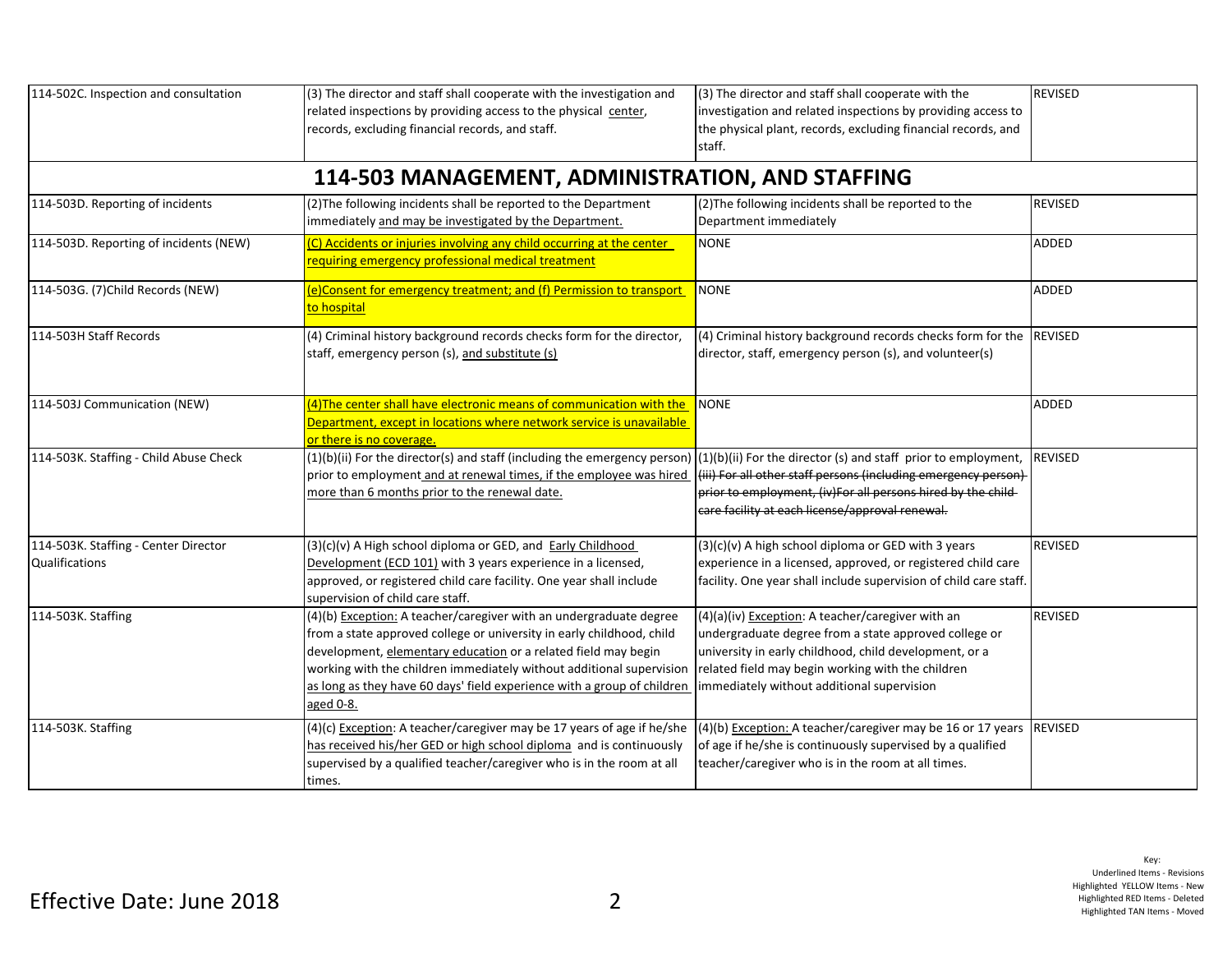| | | | |
|---|---|---|---|
| 114-502C. Inspection and consultation | (3) The director and staff shall cooperate with the investigation and related inspections by providing access to the physical center, records, excluding financial records, and staff. | (3) The director and staff shall cooperate with the investigation and related inspections by providing access to the physical plant, records, excluding financial records, and staff. | REVISED |
| **114-503 MANAGEMENT, ADMINISTRATION, AND STAFFING** | | | |
| 114-503D. Reporting of incidents | (2)The following incidents shall be reported to the Department immediately and may be investigated by the Department. | (2)The following incidents shall be reported to the Department immediately | REVISED |
| 114-503D. Reporting of incidents (NEW) | (C) Accidents or injuries involving any child occurring at the center requiring emergency professional medical treatment | NONE | ADDED |
| 114-503G. (7)Child Records (NEW) | (e)Consent for emergency treatment; and (f) Permission to transport to hospital | NONE | ADDED |
| 114-503H Staff Records | (4) Criminal history background records checks form for the director, staff, emergency person (s), and substitute (s) | (4) Criminal history background records checks form for the director, staff, emergency person (s), and volunteer(s) | REVISED |
| 114-503J Communication (NEW) | (4)The center shall have electronic means of communication with the Department, except in locations where network service is unavailable or there is no coverage. | NONE | ADDED |
| 114-503K. Staffing - Child Abuse Check | (1)(b)(ii) For the director(s) and staff (including the emergency person) prior to employment and at renewal times, if the employee was hired more than 6 months prior to the renewal date. | (1)(b)(ii) For the director (s) and staff prior to employment, ~~(iii) For all other staff persons (including emergency person) prior to employment, (iv)For all persons hired by the child care facility at each license/approval renewal.~~ | REVISED |
| 114-503K. Staffing - Center Director Qualifications | (3)(c)(v) A High school diploma or GED, and Early Childhood Development (ECD 101) with 3 years experience in a licensed, approved, or registered child care facility. One year shall include supervision of child care staff. | (3)(c)(v) A high school diploma or GED with 3 years experience in a licensed, approved, or registered child care facility. One year shall include supervision of child care staff. | REVISED |
| 114-503K. Staffing | (4)(b) Exception: A teacher/caregiver with an undergraduate degree from a state approved college or university in early childhood, child development, elementary education or a related field may begin working with the children immediately without additional supervision as long as they have 60 days' field experience with a group of children aged 0-8. | (4)(a)(iv) Exception: A teacher/caregiver with an undergraduate degree from a state approved college or university in early childhood, child development, or a related field may begin working with the children immediately without additional supervision | REVISED |
| 114-503K. Staffing | (4)(c) Exception: A teacher/caregiver may be 17 years of age if he/she has received his/her GED or high school diploma and is continuously supervised by a qualified teacher/caregiver who is in the room at all times. | (4)(b) Exception: A teacher/caregiver may be 16 or 17 years of age if he/she is continuously supervised by a qualified teacher/caregiver who is in the room at all times. | REVISED |

Effective Date: June 2018

Key:
Underlined Items - Revisions
Highlighted YELLOW Items - New
Highlighted RED Items - Deleted
Highlighted TAN Items - Moved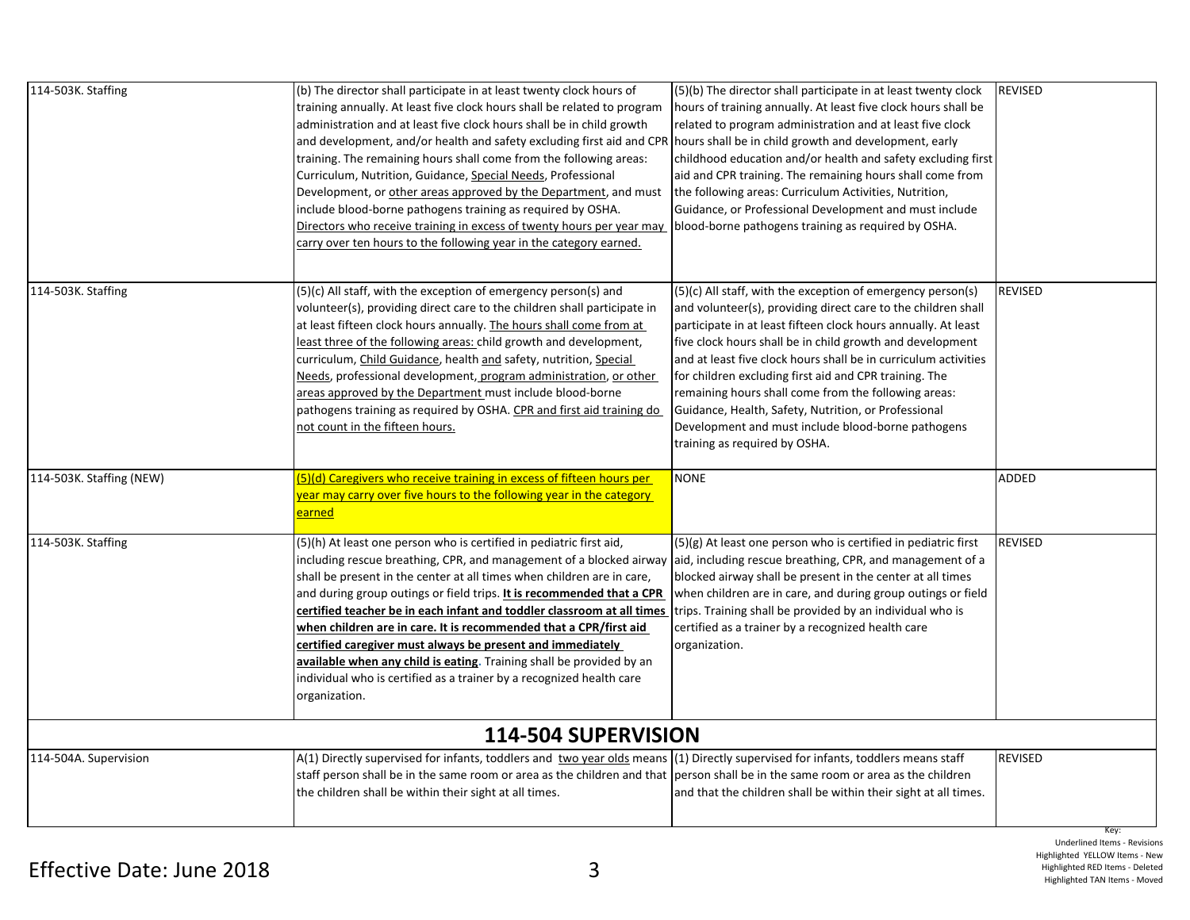| | | | |
|---|---|---|---|
| 114-503K. Staffing | (b) The director shall participate in at least twenty clock hours of training annually. At least five clock hours shall be related to program administration and at least five clock hours shall be in child growth and development, and/or health and safety excluding first aid and CPR training. The remaining hours shall come from the following areas: Curriculum, Nutrition, Guidance, <u>Special Needs</u>, Professional Development, or <u>other areas approved by the Department</u>, and must include blood-borne pathogens training as required by OSHA. <u>Directors who receive training in excess of twenty hours per year may carry over ten hours to the following year in the category earned.</u> | (5)(b) The director shall participate in at least twenty clock hours of training annually. At least five clock hours shall be related to program administration and at least five clock hours shall be in child growth and development, early childhood education and/or health and safety excluding first aid and CPR training. The remaining hours shall come from the following areas: Curriculum Activities, Nutrition, Guidance, or Professional Development and must include blood-borne pathogens training as required by OSHA. | REVISED |
| 114-503K. Staffing | (5)(c) All staff, with the exception of emergency person(s) and volunteer(s), providing direct care to the children shall participate in at least fifteen clock hours annually. <u>The hours shall come from at least three of the following areas:</u> child growth and development, curriculum, <u>Child Guidance</u>, health <u>and</u> safety, nutrition, <u>Special Needs</u>, professional development, <u>program administration</u>, <u>or other areas approved by the Department</u> must include blood-borne pathogens training as required by OSHA. <u>CPR and first aid training do not count in the fifteen hours.</u> | (5)(c) All staff, with the exception of emergency person(s) and volunteer(s), providing direct care to the children shall participate in at least fifteen clock hours annually. At least five clock hours shall be in child growth and development and at least five clock hours shall be in curriculum activities for children excluding first aid and CPR training. The remaining hours shall come from the following areas: Guidance, Health, Safety, Nutrition, or Professional Development and must include blood-borne pathogens training as required by OSHA. | REVISED |
| 114-503K. Staffing (NEW) | <u>(5)(d) Caregivers who receive training in excess of fifteen hours per year may carry over five hours to the following year in the category earned</u> | NONE | ADDED |
| 114-503K. Staffing | (5)(h) At least one person who is certified in pediatric first aid, including rescue breathing, CPR, and management of a blocked airway shall be present in the center at all times when children are in care, and during group outings or field trips. **<u>It is recommended that a CPR certified teacher be in each infant and toddler classroom at all times when children are in care. It is recommended that a CPR/first aid certified caregiver must always be present and immediately available when any child is eating</u>**. Training shall be provided by an individual who is certified as a trainer by a recognized health care organization. | (5)(g) At least one person who is certified in pediatric first aid, including rescue breathing, CPR, and management of a blocked airway shall be present in the center at all times when children are in care, and during group outings or field trips. Training shall be provided by an individual who is certified as a trainer by a recognized health care organization. | REVISED |
| **114-504 SUPERVISION** | | | |
| 114-504A. Supervision | A(1) Directly supervised for infants, toddlers and <u>two year olds</u> means staff person shall be in the same room or area as the children and that the children shall be within their sight at all times. | (1) Directly supervised for infants, toddlers means staff person shall be in the same room or area as the children and that the children shall be within their sight at all times. | REVISED |

Key:
Underlined Items - Revisions
Highlighted YELLOW Items - New
Highlighted RED Items - Deleted
Highlighted TAN Items - Moved

Effective Date: June 2018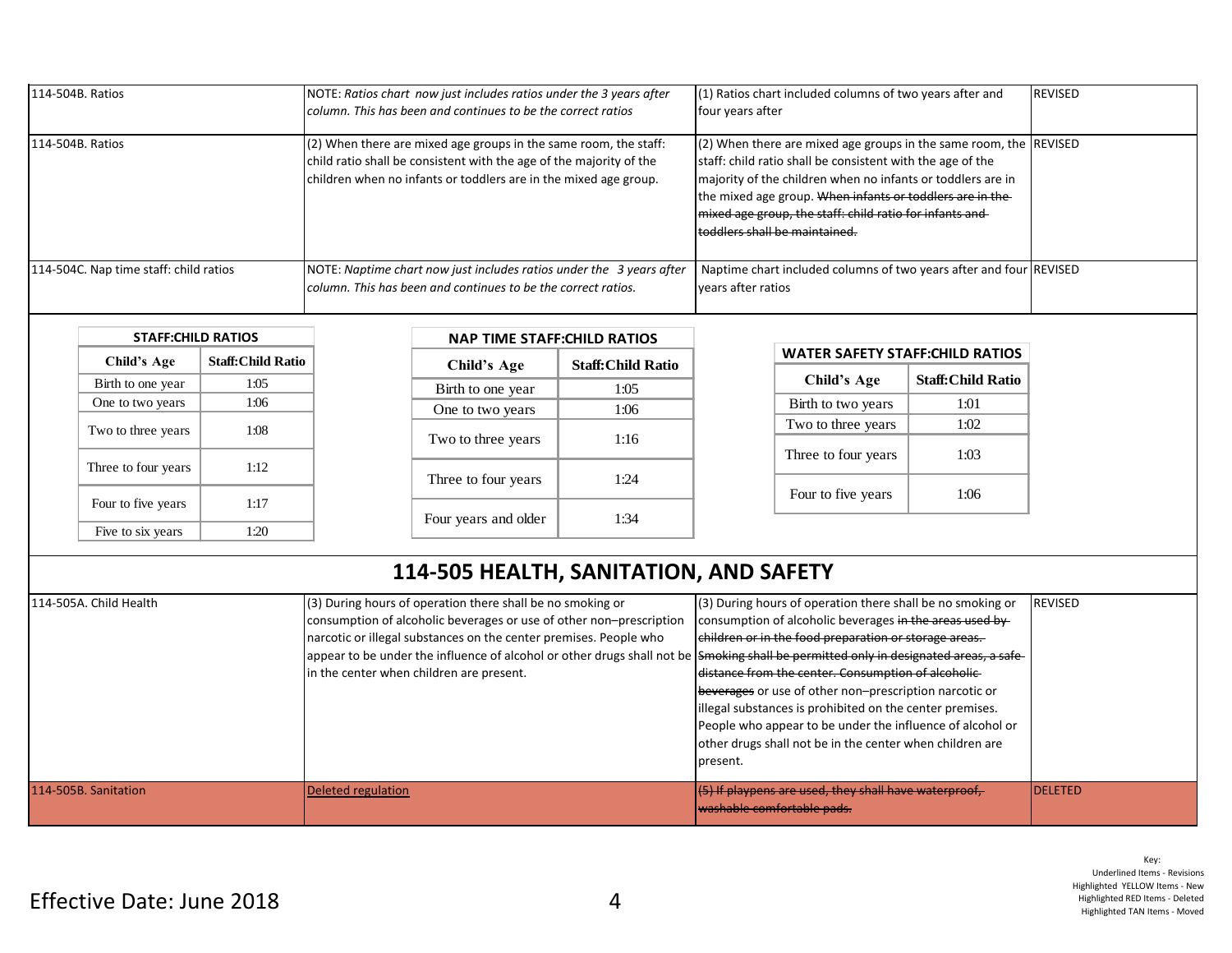| | | | |
|---|---|---|---|
| 114-504B. Ratios | NOTE: *Ratios chart now just includes ratios under the 3 years after column. This has been and continues to be the correct ratios* | (1) Ratios chart included columns of two years after and four years after | REVISED |
| 114-504B. Ratios | (2) When there are mixed age groups in the same room, the staff: child ratio shall be consistent with the age of the majority of the children when no infants or toddlers are in the mixed age group. | (2) When there are mixed age groups in the same room, the staff: child ratio shall be consistent with the age of the majority of the children when no infants or toddlers are in the mixed age group. ~~When infants or toddlers are in the mixed age group, the staff: child ratio for infants and toddlers shall be maintained.~~ | REVISED |
| 114-504C. Nap time staff: child ratios | NOTE: *Naptime chart now just includes ratios under the 3 years after column. This has been and continues to be the correct ratios.* | Naptime chart included columns of two years after and four years after ratios | REVISED |

**STAFF:CHILD RATIOS**

| Child's Age | Staff:Child Ratio |
|---|---|
| Birth to one year | 1:05 |
| One to two years | 1:06 |
| Two to three years | 1:08 |
| Three to four years | 1:12 |
| Four to five years | 1:17 |
| Five to six years | 1:20 |

**NAP TIME STAFF:CHILD RATIOS**

| Child's Age | Staff:Child Ratio |
|---|---|
| Birth to one year | 1:05 |
| One to two years | 1:06 |
| Two to three years | 1:16 |
| Three to four years | 1:24 |
| Four years and older | 1:34 |

**WATER SAFETY STAFF:CHILD RATIOS**

| Child's Age | Staff:Child Ratio |
|---|---|
| Birth to two years | 1:01 |
| Two to three years | 1:02 |
| Three to four years | 1:03 |
| Four to five years | 1:06 |

## 114-505 HEALTH, SANITATION, AND SAFETY

| | | | |
|---|---|---|---|
| 114-505A. Child Health | (3) During hours of operation there shall be no smoking or consumption of alcoholic beverages or use of other non–prescription narcotic or illegal substances on the center premises. People who appear to be under the influence of alcohol or other drugs shall not be in the center when children are present. | (3) During hours of operation there shall be no smoking or consumption of alcoholic beverages ~~in the areas used by children or in the food preparation or storage areas. Smoking shall be permitted only in designated areas, a safe distance from the center. Consumption of alcoholic beverages~~ or use of other non–prescription narcotic or illegal substances is prohibited on the center premises. People who appear to be under the influence of alcohol or other drugs shall not be in the center when children are present. | REVISED |
| 114-505B. Sanitation | <u>Deleted regulation</u> | ~~(5) If playpens are used, they shall have waterproof, washable comfortable pads.~~ | DELETED |

Effective Date: June 2018

Key:
Underlined Items - Revisions
Highlighted YELLOW Items - New
Highlighted RED Items - Deleted
Highlighted TAN Items - Moved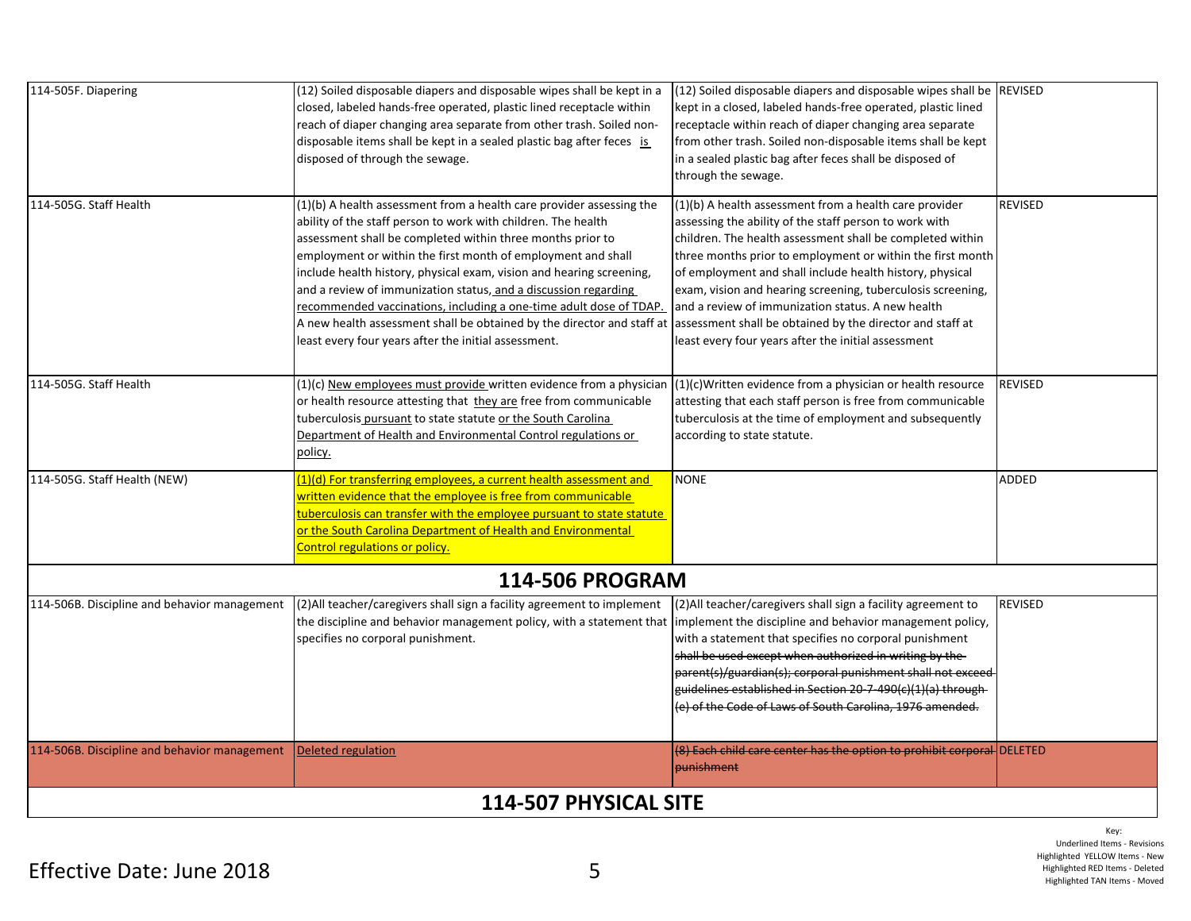| | | | |
|---|---|---|---|
| 114-505F. Diapering | (12) Soiled disposable diapers and disposable wipes shall be kept in a closed, labeled hands-free operated, plastic lined receptacle within reach of diaper changing area separate from other trash. Soiled non-disposable items shall be kept in a sealed plastic bag after feces <u>is</u> disposed of through the sewage. | (12) Soiled disposable diapers and disposable wipes shall be kept in a closed, labeled hands-free operated, plastic lined receptacle within reach of diaper changing area separate from other trash. Soiled non-disposable items shall be kept in a sealed plastic bag after feces shall be disposed of through the sewage. | REVISED |
| 114-505G. Staff Health | (1)(b) A health assessment from a health care provider assessing the ability of the staff person to work with children. The health assessment shall be completed within three months prior to employment or within the first month of employment and shall include health history, physical exam, vision and hearing screening, and a review of immunization status<u>, and a discussion regarding recommended vaccinations, including a one-time adult dose of TDAP.</u> A new health assessment shall be obtained by the director and staff at least every four years after the initial assessment. | (1)(b) A health assessment from a health care provider assessing the ability of the staff person to work with children. The health assessment shall be completed within three months prior to employment or within the first month of employment and shall include health history, physical exam, vision and hearing screening, tuberculosis screening, and a review of immunization status. A new health assessment shall be obtained by the director and staff at least every four years after the initial assessment | REVISED |
| 114-505G. Staff Health | (1)(c) <u>New employees must provide</u> written evidence from a physician or health resource attesting that <u>they are</u> free from communicable tuberculosis <u>pursuant</u> to state statute <u>or the South Carolina Department of Health and Environmental Control regulations or policy.</u> | (1)(c)Written evidence from a physician or health resource attesting that each staff person is free from communicable tuberculosis at the time of employment and subsequently according to state statute. | REVISED |
| 114-505G. Staff Health (NEW) | <u>(1)(d) For transferring employees, a current health assessment and written evidence that the employee is free from communicable tuberculosis can transfer with the employee pursuant to state statute or the South Carolina Department of Health and Environmental Control regulations or policy.</u> | NONE | ADDED |
| **114-506 PROGRAM** | | | |
| 114-506B. Discipline and behavior management | (2)All teacher/caregivers shall sign a facility agreement to implement the discipline and behavior management policy, with a statement that specifies no corporal punishment. | (2)All teacher/caregivers shall sign a facility agreement to implement the discipline and behavior management policy, with a statement that specifies no corporal punishment ~~shall be used except when authorized in writing by the parent(s)/guardian(s); corporal punishment shall not exceed guidelines established in Section 20-7-490(c)(1)(a) through (e) of the Code of Laws of South Carolina, 1976 amended.~~ | REVISED |
| 114-506B. Discipline and behavior management | <u>Deleted regulation</u> | ~~(8) Each child care center has the option to prohibit corporal punishment~~ | DELETED |
| **114-507 PHYSICAL SITE** | | | |

Effective Date: June 2018

Key:
Underlined Items - Revisions
Highlighted YELLOW Items - New
Highlighted RED Items - Deleted
Highlighted TAN Items - Moved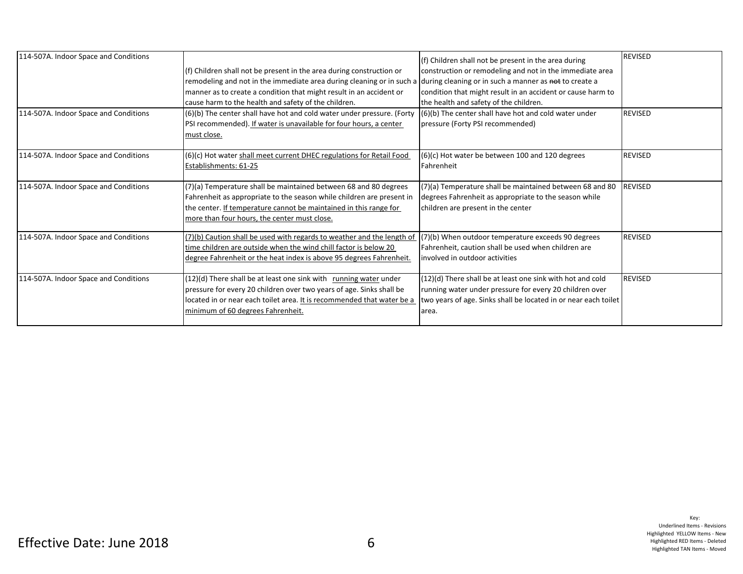| 114-507A. Indoor Space and Conditions | (f) Children shall not be present in the area during construction or remodeling and not in the immediate area during cleaning or in such a manner as to create a condition that might result in an accident or cause harm to the health and safety of the children. | (f) Children shall not be present in the area during construction or remodeling and not in the immediate area during cleaning or in such a manner as ~~not~~ to create a condition that might result in an accident or cause harm to the health and safety of the children. | REVISED |
|---|---|---|---|
| 114-507A. Indoor Space and Conditions | (6)(b) The center shall have hot and cold water under pressure. (Forty PSI recommended). <u>If water is unavailable for four hours, a center must close.</u> | (6)(b) The center shall have hot and cold water under pressure (Forty PSI recommended) | REVISED |
| 114-507A. Indoor Space and Conditions | (6)(c) Hot water <u>shall meet current DHEC regulations for Retail Food Establishments: 61-25</u> | (6)(c) Hot water be between 100 and 120 degrees Fahrenheit | REVISED |
| 114-507A. Indoor Space and Conditions | (7)(a) Temperature shall be maintained between 68 and 80 degrees Fahrenheit as appropriate to the season while children are present in the center. <u>If temperature cannot be maintained in this range for more than four hours, the center must close.</u> | (7)(a) Temperature shall be maintained between 68 and 80 degrees Fahrenheit as appropriate to the season while children are present in the center | REVISED |
| 114-507A. Indoor Space and Conditions | <u>(7)(b) Caution shall be used with regards to weather and the length of time children are outside when the wind chill factor is below 20 degree Fahrenheit or the heat index is above 95 degrees Fahrenheit.</u> | (7)(b) When outdoor temperature exceeds 90 degrees Fahrenheit, caution shall be used when children are involved in outdoor activities | REVISED |
| 114-507A. Indoor Space and Conditions | (12)(d) There shall be at least one sink with <u>running water</u> under pressure for every 20 children over two years of age. Sinks shall be located in or near each toilet area. <u>It is recommended that water be a minimum of 60 degrees Fahrenheit.</u> | (12)(d) There shall be at least one sink with hot and cold running water under pressure for every 20 children over two years of age. Sinks shall be located in or near each toilet area. | REVISED |

Effective Date: June 2018

Key:
Underlined Items - Revisions
Highlighted YELLOW Items - New
Highlighted RED Items - Deleted
Highlighted TAN Items - Moved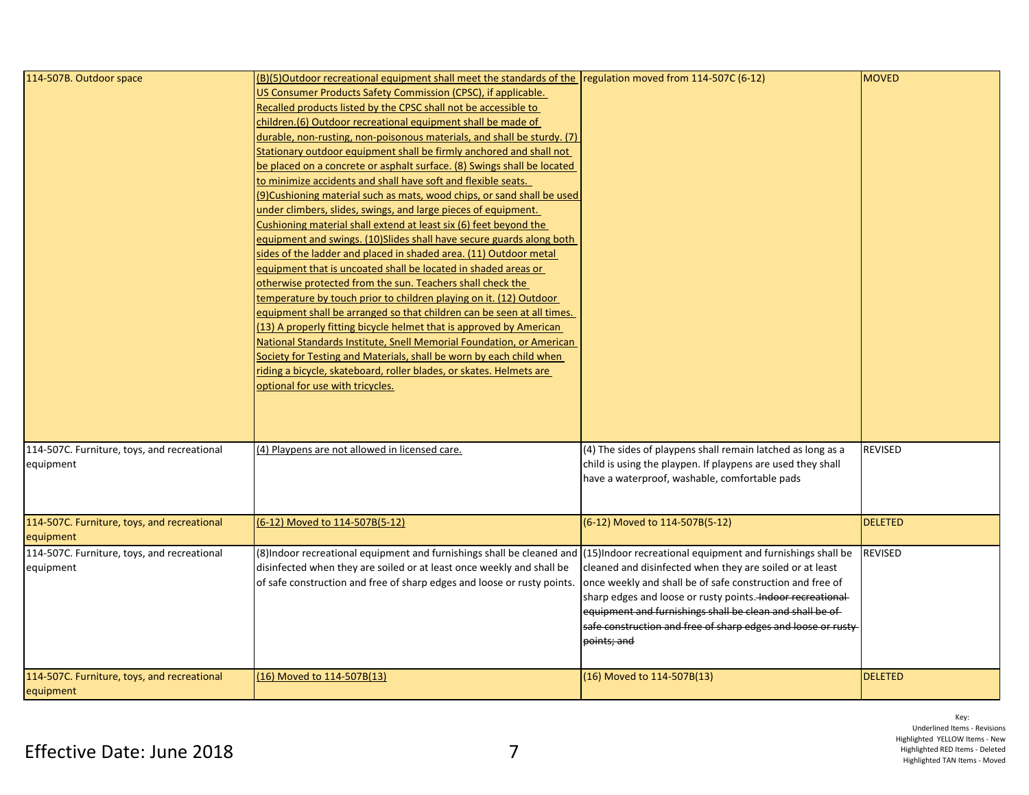| | | | |
|---|---|---|---|
| 114-507B. Outdoor space | (B)(5)Outdoor recreational equipment shall meet the standards of the US Consumer Products Safety Commission (CPSC), if applicable. Recalled products listed by the CPSC shall not be accessible to children.(6) Outdoor recreational equipment shall be made of durable, non-rusting, non-poisonous materials, and shall be sturdy. (7) Stationary outdoor equipment shall be firmly anchored and shall not be placed on a concrete or asphalt surface. (8) Swings shall be located to minimize accidents and shall have soft and flexible seats. (9)Cushioning material such as mats, wood chips, or sand shall be used under climbers, slides, swings, and large pieces of equipment. Cushioning material shall extend at least six (6) feet beyond the equipment and swings. (10)Slides shall have secure guards along both sides of the ladder and placed in shaded area. (11) Outdoor metal equipment that is uncoated shall be located in shaded areas or otherwise protected from the sun. Teachers shall check the temperature by touch prior to children playing on it. (12) Outdoor equipment shall be arranged so that children can be seen at all times. (13) A properly fitting bicycle helmet that is approved by American National Standards Institute, Snell Memorial Foundation, or American Society for Testing and Materials, shall be worn by each child when riding a bicycle, skateboard, roller blades, or skates. Helmets are optional for use with tricycles. | regulation moved from 114-507C (6-12) | MOVED |
| 114-507C. Furniture, toys, and recreational equipment | (4) Playpens are not allowed in licensed care. | (4) The sides of playpens shall remain latched as long as a child is using the playpen. If playpens are used they shall have a waterproof, washable, comfortable pads | REVISED |
| 114-507C. Furniture, toys, and recreational equipment | (6-12) Moved to 114-507B(5-12) | (6-12) Moved to 114-507B(5-12) | DELETED |
| 114-507C. Furniture, toys, and recreational equipment | (8)Indoor recreational equipment and furnishings shall be cleaned and disinfected when they are soiled or at least once weekly and shall be of safe construction and free of sharp edges and loose or rusty points. | (15)Indoor recreational equipment and furnishings shall be cleaned and disinfected when they are soiled or at least once weekly and shall be of safe construction and free of sharp edges and loose or rusty points. ~~Indoor recreational equipment and furnishings shall be clean and shall be of safe construction and free of sharp edges and loose or rusty points; and~~ | REVISED |
| 114-507C. Furniture, toys, and recreational equipment | (16) Moved to 114-507B(13) | (16) Moved to 114-507B(13) | DELETED |

Effective Date: June 2018

Key:
Underlined Items - Revisions
Highlighted YELLOW Items - New
Highlighted RED Items - Deleted
Highlighted TAN Items - Moved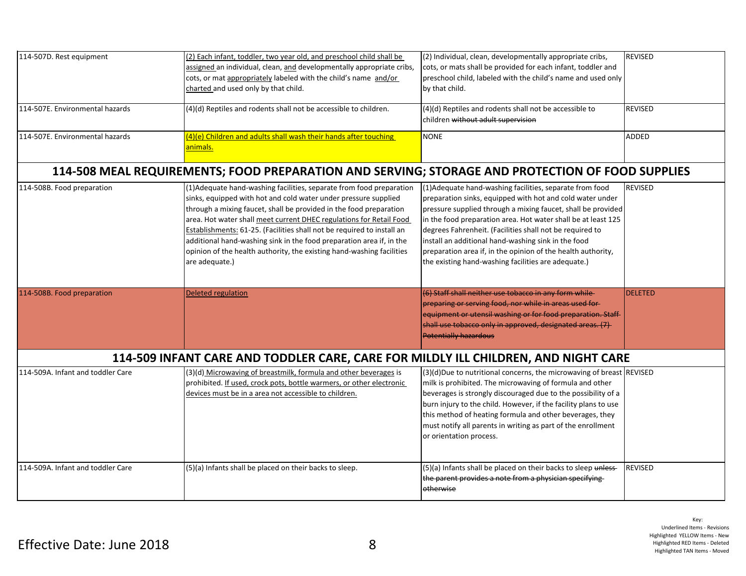| | | | |
|---|---|---|---|
| 114-507D. Rest equipment | (2) Each infant, toddler, two year old, and preschool child shall be assigned an individual, clean, and developmentally appropriate cribs, cots, or mat appropriately labeled with the child's name and/or charted and used only by that child. | (2) Individual, clean, developmentally appropriate cribs, cots, or mats shall be provided for each infant, toddler and preschool child, labeled with the child's name and used only by that child. | REVISED |
| 114-507E. Environmental hazards | (4)(d) Reptiles and rodents shall not be accessible to children. | (4)(d) Reptiles and rodents shall not be accessible to children ~~without adult supervision~~ | REVISED |
| 114-507E. Environmental hazards | (4)(e) Children and adults shall wash their hands after touching animals. | NONE | ADDED |

## 114-508 MEAL REQUIREMENTS; FOOD PREPARATION AND SERVING; STORAGE AND PROTECTION OF FOOD SUPPLIES

| | | | |
|---|---|---|---|
| 114-508B. Food preparation | (1)Adequate hand-washing facilities, separate from food preparation sinks, equipped with hot and cold water under pressure supplied through a mixing faucet, shall be provided in the food preparation area. Hot water shall meet current DHEC regulations for Retail Food Establishments: 61-25. (Facilities shall not be required to install an additional hand-washing sink in the food preparation area if, in the opinion of the health authority, the existing hand-washing facilities are adequate.) | (1)Adequate hand-washing facilities, separate from food preparation sinks, equipped with hot and cold water under pressure supplied through a mixing faucet, shall be provided in the food preparation area. Hot water shall be at least 125 degrees Fahrenheit. (Facilities shall not be required to install an additional hand-washing sink in the food preparation area if, in the opinion of the health authority, the existing hand-washing facilities are adequate.) | REVISED |
| 114-508B. Food preparation | Deleted regulation | ~~(6) Staff shall neither use tobacco in any form while preparing or serving food, nor while in areas used for equipment or utensil washing or for food preparation. Staff shall use tobacco only in approved, designated areas. (7) Potentially hazardous~~ | DELETED |

## 114-509 INFANT CARE AND TODDLER CARE, CARE FOR MILDLY ILL CHILDREN, AND NIGHT CARE

| | | | |
|---|---|---|---|
| 114-509A. Infant and toddler Care | (3)(d) Microwaving of breastmilk, formula and other beverages is prohibited. If used, crock pots, bottle warmers, or other electronic devices must be in a area not accessible to children. | (3)(d)Due to nutritional concerns, the microwaving of breast milk is prohibited. The microwaving of formula and other beverages is strongly discouraged due to the possibility of a burn injury to the child. However, if the facility plans to use this method of heating formula and other beverages, they must notify all parents in writing as part of the enrollment or orientation process. | REVISED |
| 114-509A. Infant and toddler Care | (5)(a) Infants shall be placed on their backs to sleep. | (5)(a) Infants shall be placed on their backs to sleep ~~unless the parent provides a note from a physician specifying otherwise~~ | REVISED |

Effective Date: June 2018

Key:
Underlined Items - Revisions
Highlighted YELLOW Items - New
Highlighted RED Items - Deleted
Highlighted TAN Items - Moved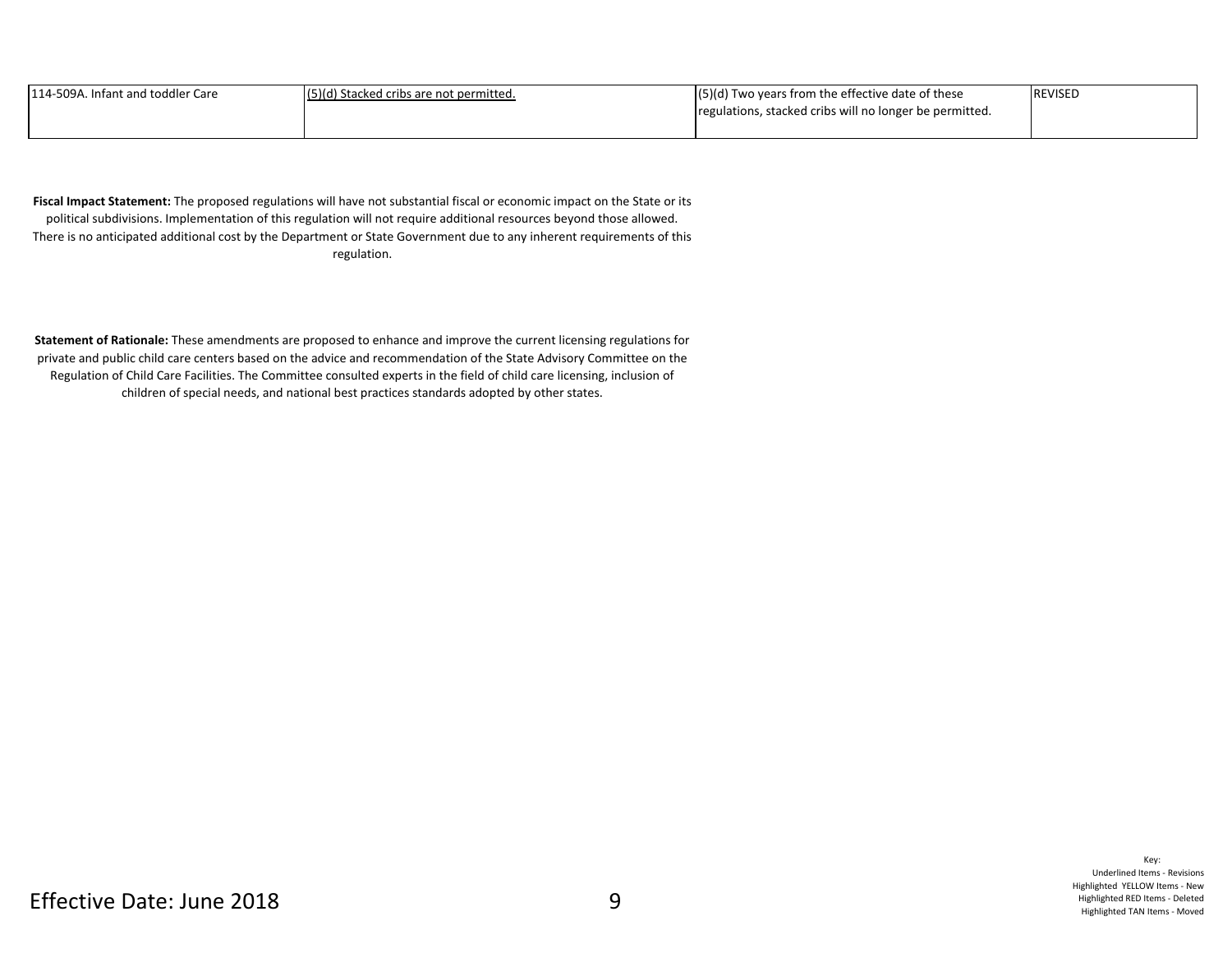| | | | |
|---|---|---|---|
| 114-509A. Infant and toddler Care | <u>(5)(d) Stacked cribs are not permitted.</u> | (5)(d) Two years from the effective date of these regulations, stacked cribs will no longer be permitted. | REVISED |

**Fiscal Impact Statement:** The proposed regulations will have not substantial fiscal or economic impact on the State or its political subdivisions. Implementation of this regulation will not require additional resources beyond those allowed. There is no anticipated additional cost by the Department or State Government due to any inherent requirements of this regulation.

**Statement of Rationale:** These amendments are proposed to enhance and improve the current licensing regulations for private and public child care centers based on the advice and recommendation of the State Advisory Committee on the Regulation of Child Care Facilities. The Committee consulted experts in the field of child care licensing, inclusion of children of special needs, and national best practices standards adopted by other states.

Effective Date: June 2018

Key:
Underlined Items - Revisions
Highlighted YELLOW Items - New
Highlighted RED Items - Deleted
Highlighted TAN Items - Moved